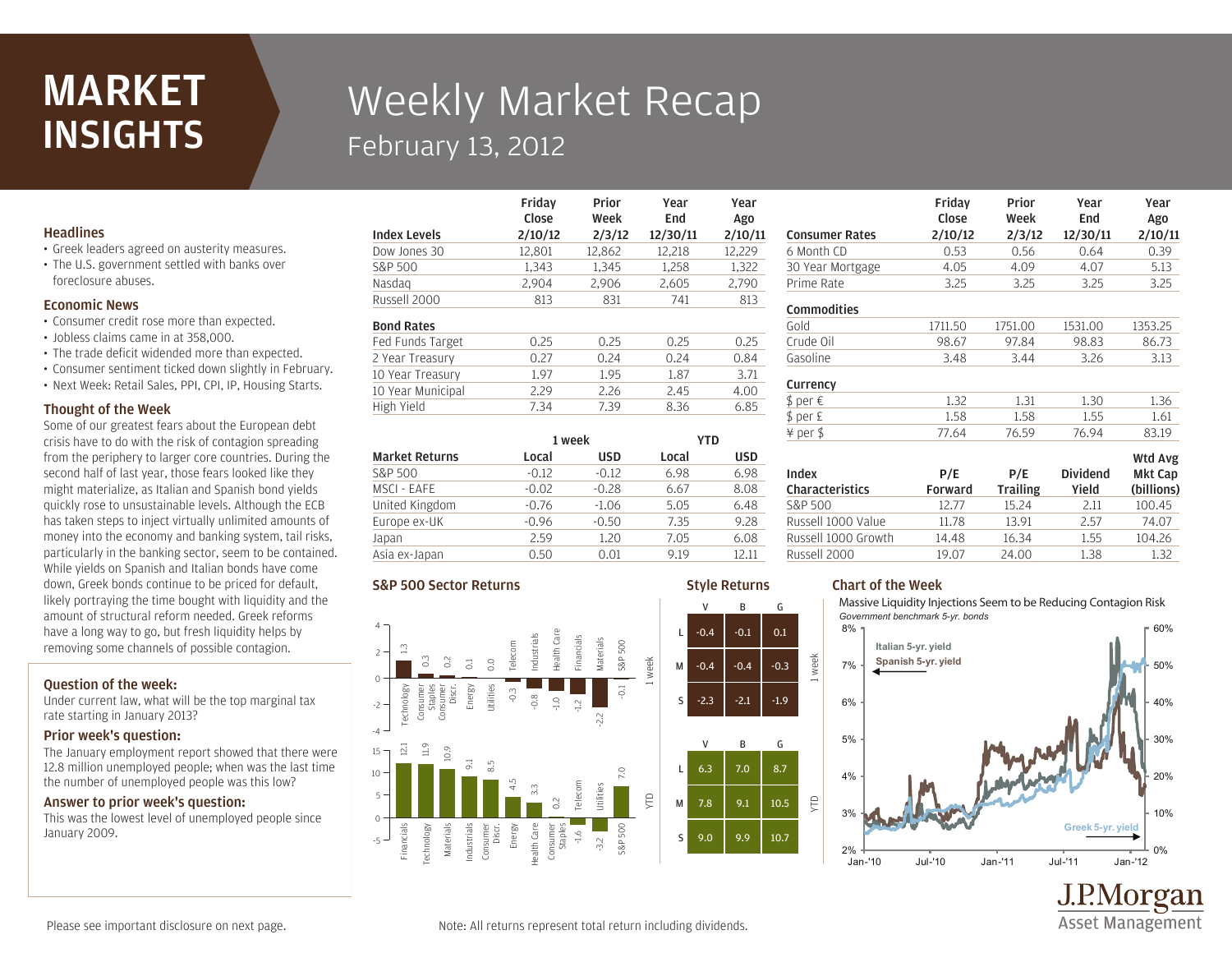# MARKET INSIGHTS

## Weekly Market Recap

February 13, 2012

### Headlines

- Greek leaders agreed on austerity measures.
- The U.S. government settled with banks over foreclosure abuses.

### Economic News

- Consumer credit rose more than expected.
- Jobless claims came in at 358,000.
- The trade deficit widened more than expected.
- Consumer sentiment ticked down slightly in February.
- Next Week: Retail Sales, PPI, CPI, IP, Housing Starts.

### Thought of the Week

Some of our greatest fears about the European debt crisis have to do with the risk of contagion spreading from the periphery to larger core countries. During the second half of last year, those fears looked like they might materialize, as Italian and Spanish bond yields quickly rose to unsustainable levels. Although the ECB has taken steps to inject virtually unlimited amounts of money into the economy and banking system, tail risks, particularly in the banking sector, seem to be contained. While yields on Spanish and Italian bonds have come down, Greek bonds continue to be priced for default, likely portraying the time bought with liquidity and the amount of structural reform needed. Greek reforms have a long way to go, but fresh liquidity helps by removing some channels of possible contagion.

### Question of the week:

Under current law, what will be the top marginal tax rate starting in January 2013?

### Prior week's question:

The January employment report showed that there were 12.8 million unemployed people; when was the last time the number of unemployed people was this low?

### Answer to prior week's question:

This was the lowest level of unemployed people since January 2009.

| Index Levels | Friday Close 2/10/12 | Prior Week 2/3/12 | Year End 12/30/11 | Year Ago 2/10/11 |
|---|---|---|---|---|
| Dow Jones 30 | 12,801 | 12,862 | 12,218 | 12,229 |
| S&P 500 | 1,343 | 1,345 | 1,258 | 1,322 |
| Nasdaq | 2,904 | 2,906 | 2,605 | 2,790 |
| Russell 2000 | 813 | 831 | 741 | 813 |
| **Bond Rates** | | | | |
| Fed Funds Target | 0.25 | 0.25 | 0.25 | 0.25 |
| 2 Year Treasury | 0.27 | 0.24 | 0.24 | 0.84 |
| 10 Year Treasury | 1.97 | 1.95 | 1.87 | 3.71 |
| 10 Year Municipal | 2.29 | 2.26 | 2.45 | 4.00 |
| High Yield | 7.34 | 7.39 | 8.36 | 6.85 |

| | 1 week | | YTD | |
|---|---|---|---|---|
| Market Returns | Local | USD | Local | USD |
| S&P 500 | -0.12 | -0.12 | 6.98 | 6.98 |
| MSCI - EAFE | -0.02 | -0.28 | 6.67 | 8.08 |
| United Kingdom | -0.76 | -1.06 | 5.05 | 6.48 |
| Europe ex-UK | -0.96 | -0.50 | 7.35 | 9.28 |
| Japan | 2.59 | 1.20 | 7.05 | 6.08 |
| Asia ex-Japan | 0.50 | 0.01 | 9.19 | 12.11 |

| Consumer Rates | Friday Close 2/10/12 | Prior Week 2/3/12 | Year End 12/30/11 | Year Ago 2/10/11 |
|---|---|---|---|---|
| 6 Month CD | 0.53 | 0.56 | 0.64 | 0.39 |
| 30 Year Mortgage | 4.05 | 4.09 | 4.07 | 5.13 |
| Prime Rate | 3.25 | 3.25 | 3.25 | 3.25 |
| **Commodities** | | | | |
| Gold | 1711.50 | 1751.00 | 1531.00 | 1353.25 |
| Crude Oil | 98.67 | 97.84 | 98.83 | 86.73 |
| Gasoline | 3.48 | 3.44 | 3.26 | 3.13 |
| **Currency** | | | | |
| $ per € | 1.32 | 1.31 | 1.30 | 1.36 |
| $ per £ | 1.58 | 1.58 | 1.55 | 1.61 |
| ¥ per $ | 77.64 | 76.59 | 76.94 | 83.19 |

| Index Characteristics | P/E Forward | P/E Trailing | Dividend Yield | Wtd Avg Mkt Cap (billions) |
|---|---|---|---|---|
| S&P 500 | 12.77 | 15.24 | 2.11 | 100.45 |
| Russell 1000 Value | 11.78 | 13.91 | 2.57 | 74.07 |
| Russell 1000 Growth | 14.48 | 16.34 | 1.55 | 104.26 |
| Russell 2000 | 19.07 | 24.00 | 1.38 | 1.32 |

### S&P 500 Sector Returns

**1 week**

| Sector | Return |
|---|---|
| Technology | 1.3 |
| Consumer Staples | 0.3 |
| Consumer Discr. | 0.2 |
| Energy | 0.1 |
| Utilities | 0.0 |
| Telecom | -0.3 |
| Industrials | -0.8 |
| Health Care | -1.0 |
| Financials | -1.2 |
| Materials | -2.2 |
| S&P 500 | -0.1 |

**YTD**

| Sector | Return |
|---|---|
| Financials | 12.1 |
| Technology | 11.9 |
| Materials | 10.9 |
| Industrials | 9.1 |
| Consumer Discr. | 8.5 |
| Energy | 4.5 |
| Health Care | 3.3 |
| Consumer Staples | 0.2 |
| Telecom | -1.6 |
| Utilities | -3.2 |
| S&P 500 | 7.0 |

### Style Returns

**1 week**

| | V | B | G |
|---|---|---|---|
| L | -0.4 | -0.1 | 0.1 |
| M | -0.4 | -0.4 | -0.3 |
| S | -2.3 | -2.1 | -1.9 |

**YTD**

| | V | B | G |
|---|---|---|---|
| L | 6.3 | 7.0 | 8.7 |
| M | 7.8 | 9.1 | 10.5 |
| S | 9.0 | 9.9 | 10.7 |

### Chart of the Week

Massive Liquidity Injections Seem to be Reducing Contagion Risk

*Government benchmark 5-yr. bonds*

Italian 5-yr. yield; Spanish 5-yr. yield (left axis, 2%–8%); Greek 5-yr. yield (right axis, 0%–60%); Jan-'10 to Jan-'12

Please see important disclosure on next page.

Note: All returns represent total return including dividends.

J.P.Morgan Asset Management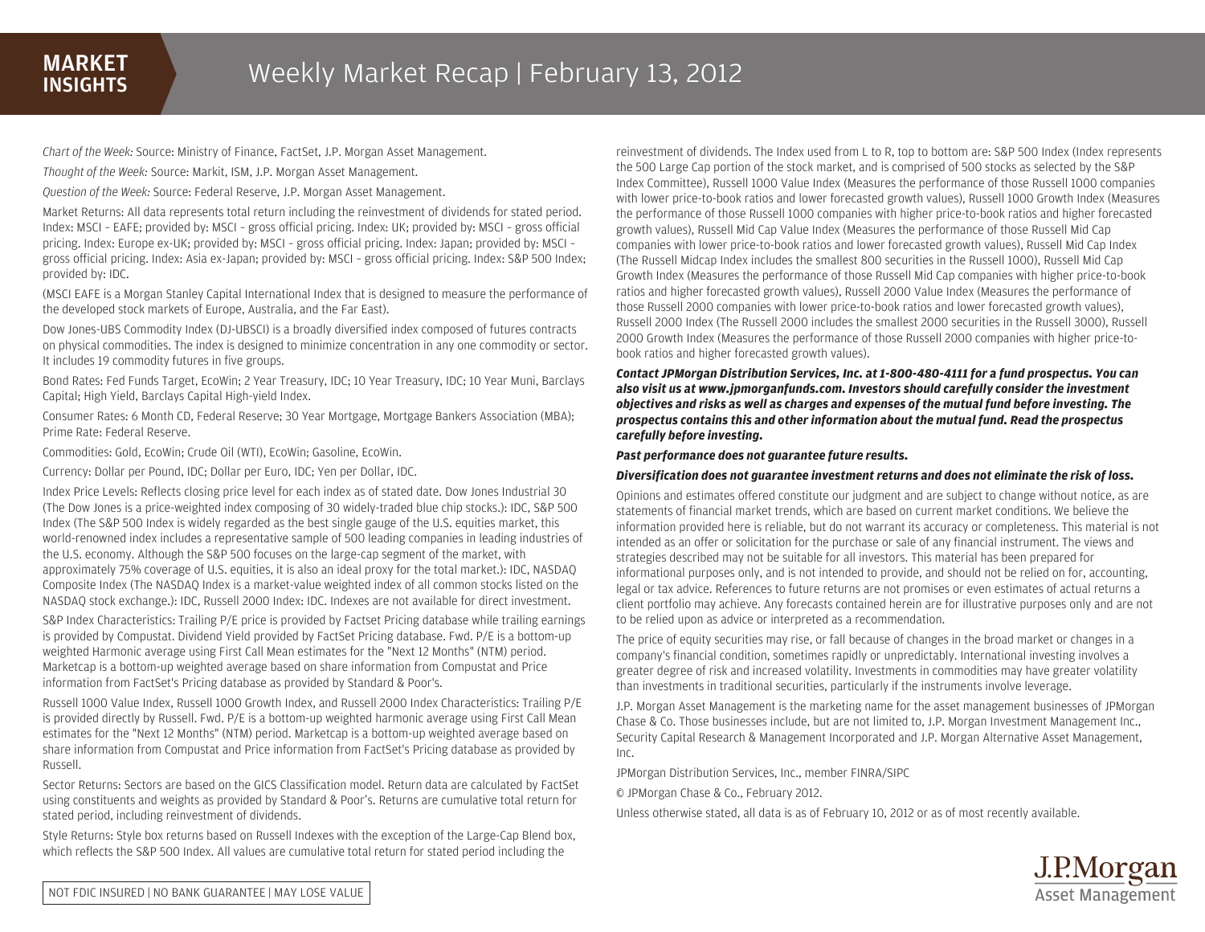*Chart of the Week:* Source: Ministry of Finance, FactSet, J.P. Morgan Asset Management.

*Thought of the Week:* Source: Markit, ISM, J.P. Morgan Asset Management.

*Question of the Week:* Source: Federal Reserve, J.P. Morgan Asset Management.

Market Returns: All data represents total return including the reinvestment of dividends for stated period. Index: MSCI – EAFE; provided by: MSCI – gross official pricing. Index: UK; provided by: MSCI – gross official pricing. Index: Europe ex-UK; provided by: MSCI – gross official pricing. Index: Japan; provided by: MSCI – gross official pricing. Index: Asia ex-Japan; provided by: MSCI – gross official pricing. Index: S&P 500 Index; provided by: IDC.

(MSCI EAFE is a Morgan Stanley Capital International Index that is designed to measure the performance of the developed stock markets of Europe, Australia, and the Far East).

Dow Jones-UBS Commodity Index (DJ-UBSCI) is a broadly diversified index composed of futures contracts on physical commodities. The index is designed to minimize concentration in any one commodity or sector. It includes 19 commodity futures in five groups.

Bond Rates: Fed Funds Target, EcoWin; 2 Year Treasury, IDC; 10 Year Treasury, IDC; 10 Year Muni, Barclays Capital; High Yield, Barclays Capital High-yield Index.

Consumer Rates: 6 Month CD, Federal Reserve; 30 Year Mortgage, Mortgage Bankers Association (MBA); Prime Rate: Federal Reserve.

Commodities: Gold, EcoWin; Crude Oil (WTI), EcoWin; Gasoline, EcoWin.

Currency: Dollar per Pound, IDC; Dollar per Euro, IDC; Yen per Dollar, IDC.

Index Price Levels: Reflects closing price level for each index as of stated date. Dow Jones Industrial 30 (The Dow Jones is a price-weighted index composing of 30 widely-traded blue chip stocks.): IDC, S&P 500 Index (The S&P 500 Index is widely regarded as the best single gauge of the U.S. equities market, this world-renowned index includes a representative sample of 500 leading companies in leading industries of the U.S. economy. Although the S&P 500 focuses on the large-cap segment of the market, with approximately 75% coverage of U.S. equities, it is also an ideal proxy for the total market.): IDC, NASDAQ Composite Index (The NASDAQ Index is a market-value weighted index of all common stocks listed on the NASDAQ stock exchange.): IDC, Russell 2000 Index: IDC. Indexes are not available for direct investment.

S&P Index Characteristics: Trailing P/E price is provided by Factset Pricing database while trailing earnings is provided by Compustat. Dividend Yield provided by FactSet Pricing database. Fwd. P/E is a bottom-up weighted Harmonic average using First Call Mean estimates for the "Next 12 Months" (NTM) period. Marketcap is a bottom-up weighted average based on share information from Compustat and Price information from FactSet's Pricing database as provided by Standard & Poor's.

Russell 1000 Value Index, Russell 1000 Growth Index, and Russell 2000 Index Characteristics: Trailing P/E is provided directly by Russell. Fwd. P/E is a bottom-up weighted harmonic average using First Call Mean estimates for the "Next 12 Months" (NTM) period. Marketcap is a bottom-up weighted average based on share information from Compustat and Price information from FactSet's Pricing database as provided by Russell.

Sector Returns: Sectors are based on the GICS Classification model. Return data are calculated by FactSet using constituents and weights as provided by Standard & Poor's. Returns are cumulative total return for stated period, including reinvestment of dividends.

Style Returns: Style box returns based on Russell Indexes with the exception of the Large-Cap Blend box, which reflects the S&P 500 Index. All values are cumulative total return for stated period including the reinvestment of dividends. The Index used from L to R, top to bottom are: S&P 500 Index (Index represents the 500 Large Cap portion of the stock market, and is comprised of 500 stocks as selected by the S&P Index Committee), Russell 1000 Value Index (Measures the performance of those Russell 1000 companies with lower price-to-book ratios and lower forecasted growth values), Russell 1000 Growth Index (Measures the performance of those Russell 1000 companies with higher price-to-book ratios and higher forecasted growth values), Russell Mid Cap Value Index (Measures the performance of those Russell Mid Cap companies with lower price-to-book ratios and lower forecasted growth values), Russell Mid Cap Index (The Russell Midcap Index includes the smallest 800 securities in the Russell 1000), Russell Mid Cap Growth Index (Measures the performance of those Russell Mid Cap companies with higher price-to-book ratios and higher forecasted growth values), Russell 2000 Value Index (Measures the performance of those Russell 2000 companies with lower price-to-book ratios and lower forecasted growth values), Russell 2000 Index (The Russell 2000 includes the smallest 2000 securities in the Russell 3000), Russell 2000 Growth Index (Measures the performance of those Russell 2000 companies with higher price-to-book ratios and higher forecasted growth values).

***Contact JPMorgan Distribution Services, Inc. at 1-800-480-4111 for a fund prospectus. You can also visit us at www.jpmorganfunds.com. Investors should carefully consider the investment objectives and risks as well as charges and expenses of the mutual fund before investing. The prospectus contains this and other information about the mutual fund. Read the prospectus carefully before investing.***

***Past performance does not guarantee future results.***

***Diversification does not guarantee investment returns and does not eliminate the risk of loss.***

Opinions and estimates offered constitute our judgment and are subject to change without notice, as are statements of financial market trends, which are based on current market conditions. We believe the information provided here is reliable, but do not warrant its accuracy or completeness. This material is not intended as an offer or solicitation for the purchase or sale of any financial instrument. The views and strategies described may not be suitable for all investors. This material has been prepared for informational purposes only, and is not intended to provide, and should not be relied on for, accounting, legal or tax advice. References to future returns are not promises or even estimates of actual returns a client portfolio may achieve. Any forecasts contained herein are for illustrative purposes only and are not to be relied upon as advice or interpreted as a recommendation.

The price of equity securities may rise, or fall because of changes in the broad market or changes in a company's financial condition, sometimes rapidly or unpredictably. International investing involves a greater degree of risk and increased volatility. Investments in commodities may have greater volatility than investments in traditional securities, particularly if the instruments involve leverage.

J.P. Morgan Asset Management is the marketing name for the asset management businesses of JPMorgan Chase & Co. Those businesses include, but are not limited to, J.P. Morgan Investment Management Inc., Security Capital Research & Management Incorporated and J.P. Morgan Alternative Asset Management, Inc.

JPMorgan Distribution Services, Inc., member FINRA/SIPC

© JPMorgan Chase & Co., February 2012.

Unless otherwise stated, all data is as of February 10, 2012 or as of most recently available.

NOT FDIC INSURED | NO BANK GUARANTEE | MAY LOSE VALUE

J.P.Morgan
Asset Management